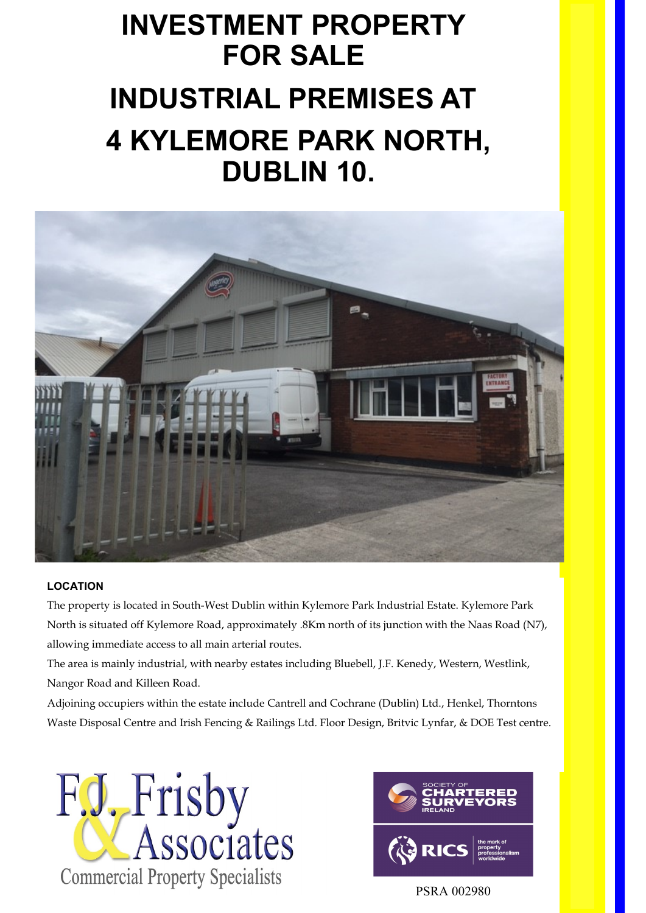# INVESTMENT PROPERTY FOR SALE

# INDUSTRIAL PREMISES AT 4 KYLEMORE PARK NORTH, DUBLIN 10.

### LOCATION

The property is located in South-West Dublin within Kylemore Park Industrial Estate. Kylemore Park North is situated off Kylemore Road, approximately .8Km north of its junction with the Naas Road (N7), allowing immediate access to all main arterial routes.

The area is mainly industrial, with nearby estates including Bluebell, J.F. Kenedy, Western, Westlink, Nangor Road and Killeen Road.

Adjoining occupiers within the estate include Cantrell and Cochrane (Dublin) Ltd., Henkel, Thorntons Waste Disposal Centre and Irish Fencing & Railings Ltd. Floor Design, Britvic Lynfar, & DOE Test centre.

F.J. Frisby & Associates
Commercial Property Specialists

Society of Chartered Surveyors Ireland
RICS the mark of property professionalism worldwide

PSRA 002980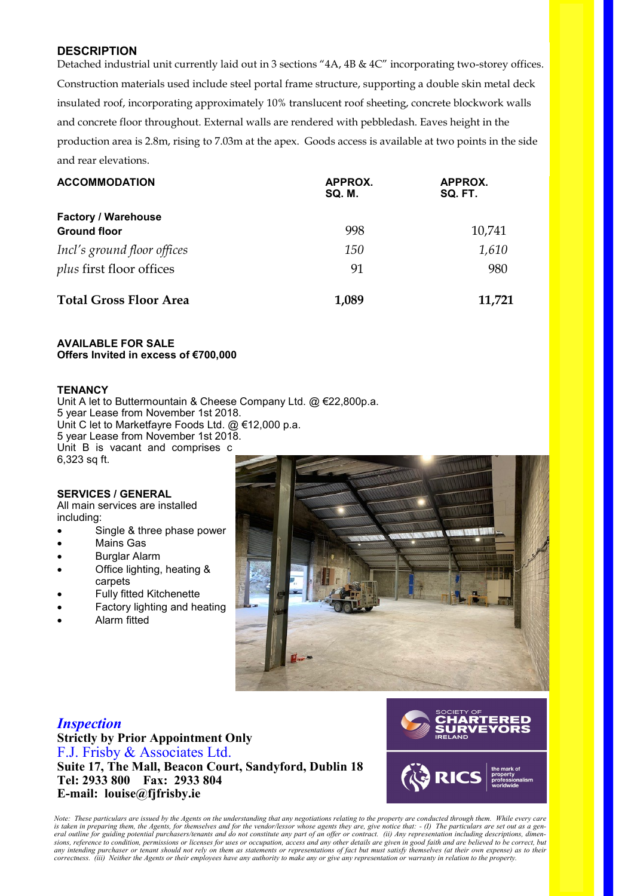## DESCRIPTION

Detached industrial unit currently laid out in 3 sections "4A, 4B & 4C" incorporating two-storey offices. Construction materials used include steel portal frame structure, supporting a double skin metal deck insulated roof, incorporating approximately 10% translucent roof sheeting, concrete blockwork walls and concrete floor throughout. External walls are rendered with pebbledash. Eaves height in the production area is 2.8m, rising to 7.03m at the apex. Goods access is available at two points in the side and rear elevations.

| ACCOMMODATION | APPROX. SQ. M. | APPROX. SQ. FT. |
|---|---|---|
| **Factory / Warehouse** | | |
| **Ground floor** | 998 | 10,741 |
| *Incl's ground floor offices* | *150* | *1,610* |
| *plus* first floor offices | 91 | 980 |
| **Total Gross Floor Area** | **1,089** | **11,721** |

**AVAILABLE FOR SALE**
**Offers Invited in excess of €700,000**

**TENANCY**

Unit A let to Buttermountain & Cheese Company Ltd. @ €22,800p.a.
5 year Lease from November 1st 2018.
Unit C let to Marketfayre Foods Ltd. @ €12,000 p.a.
5 year Lease from November 1st 2018.
Unit B is vacant and comprises c
6,323 sq ft.

**SERVICES / GENERAL**

All main services are installed including:

- Single & three phase power
- Mains Gas
- Burglar Alarm
- Office lighting, heating & carpets
- Fully fitted Kitchenette
- Factory lighting and heating
- Alarm fitted

***Inspection***
**Strictly by Prior Appointment Only**
F.J. Frisby & Associates Ltd.
**Suite 17, The Mall, Beacon Court, Sandyford, Dublin 18**
**Tel: 2933 800 Fax: 2933 804**
**E-mail: louise@fjfrisby.ie**

SOCIETY OF CHARTERED SURVEYORS IRELAND

RICS the mark of property professionalism worldwide

*Note: These particulars are issued by the Agents on the understanding that any negotiations relating to the property are conducted through them. While every care is taken in preparing them, the Agents, for themselves and for the vendor/lessor whose agents they are, give notice that: - (I) The particulars are set out as a general outline for guiding potential purchasers/tenants and do not constitute any part of an offer or contract. (ii) Any representation including descriptions, dimensions, reference to condition, permissions or licenses for uses or occupation, access and any other details are given in good faith and are believed to be correct, but any intending purchaser or tenant should not rely on them as statements or representations of fact but must satisfy themselves (at their own expense) as to their correctness. (iii) Neither the Agents or their employees have any authority to make any or give any representation or warranty in relation to the property.*